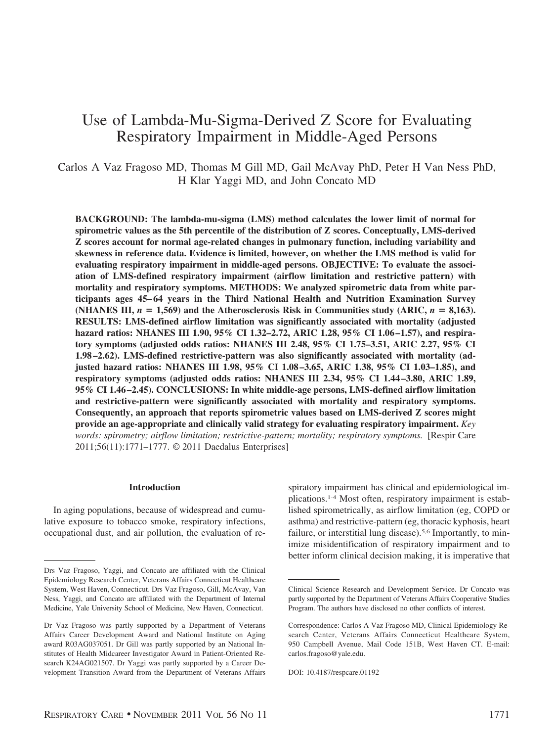# Use of Lambda-Mu-Sigma-Derived Z Score for Evaluating Respiratory Impairment in Middle-Aged Persons

Carlos A Vaz Fragoso MD, Thomas M Gill MD, Gail McAvay PhD, Peter H Van Ness PhD, H Klar Yaggi MD, and John Concato MD

**BACKGROUND: The lambda-mu-sigma (LMS) method calculates the lower limit of normal for spirometric values as the 5th percentile of the distribution of Z scores. Conceptually, LMS-derived Z scores account for normal age-related changes in pulmonary function, including variability and skewness in reference data. Evidence is limited, however, on whether the LMS method is valid for evaluating respiratory impairment in middle-aged persons. OBJECTIVE: To evaluate the association of LMS-defined respiratory impairment (airflow limitation and restrictive pattern) with mortality and respiratory symptoms. METHODS: We analyzed spirometric data from white participants ages 45–64 years in the Third National Health and Nutrition Examination Survey (NHANES III, *n* = 1,569) and the Atherosclerosis Risk in Communities study (ARIC, *n* = 8,163). RESULTS: LMS-defined airflow limitation was significantly associated with mortality (adjusted hazard ratios: NHANES III 1.90, 95% CI 1.32–2.72, ARIC 1.28, 95% CI 1.06–1.57), and respiratory symptoms (adjusted odds ratios: NHANES III 2.48, 95% CI 1.75–3.51, ARIC 2.27, 95% CI 1.98–2.62). LMS-defined restrictive-pattern was also significantly associated with mortality (adjusted hazard ratios: NHANES III 1.98, 95% CI 1.08–3.65, ARIC 1.38, 95% CI 1.03–1.85), and respiratory symptoms (adjusted odds ratios: NHANES III 2.34, 95% CI 1.44–3.80, ARIC 1.89, 95% CI 1.46–2.45). CONCLUSIONS: In white middle-age persons, LMS-defined airflow limitation and restrictive-pattern were significantly associated with mortality and respiratory symptoms. Consequently, an approach that reports spirometric values based on LMS-derived Z scores might provide an age-appropriate and clinically valid strategy for evaluating respiratory impairment.** *Key words: spirometry; airflow limitation; restrictive-pattern; mortality; respiratory symptoms.* [Respir Care 2011;56(11):1771–1777. © 2011 Daedalus Enterprises]

## Introduction

In aging populations, because of widespread and cumulative exposure to tobacco smoke, respiratory infections, occupational dust, and air pollution, the evaluation of respiratory impairment has clinical and epidemiological implications.[1-4] Most often, respiratory impairment is established spirometrically, as airflow limitation (eg, COPD or asthma) and restrictive-pattern (eg, thoracic kyphosis, heart failure, or interstitial lung disease).[5,6] Importantly, to minimize misidentification of respiratory impairment and to better inform clinical decision making, it is imperative that

---

Drs Vaz Fragoso, Yaggi, and Concato are affiliated with the Clinical Epidemiology Research Center, Veterans Affairs Connecticut Healthcare System, West Haven, Connecticut. Drs Vaz Fragoso, Gill, McAvay, Van Ness, Yaggi, and Concato are affiliated with the Department of Internal Medicine, Yale University School of Medicine, New Haven, Connecticut.

Dr Vaz Fragoso was partly supported by a Department of Veterans Affairs Career Development Award and National Institute on Aging award R03AG037051. Dr Gill was partly supported by an National Institutes of Health Midcareer Investigator Award in Patient-Oriented Research K24AG021507. Dr Yaggi was partly supported by a Career Development Transition Award from the Department of Veterans Affairs Clinical Science Research and Development Service. Dr Concato was partly supported by the Department of Veterans Affairs Cooperative Studies Program. The authors have disclosed no other conflicts of interest.

Correspondence: Carlos A Vaz Fragoso MD, Clinical Epidemiology Research Center, Veterans Affairs Connecticut Healthcare System, 950 Campbell Avenue, Mail Code 151B, West Haven CT. E-mail: carlos.fragoso@yale.edu.

DOI: 10.4187/respcare.01192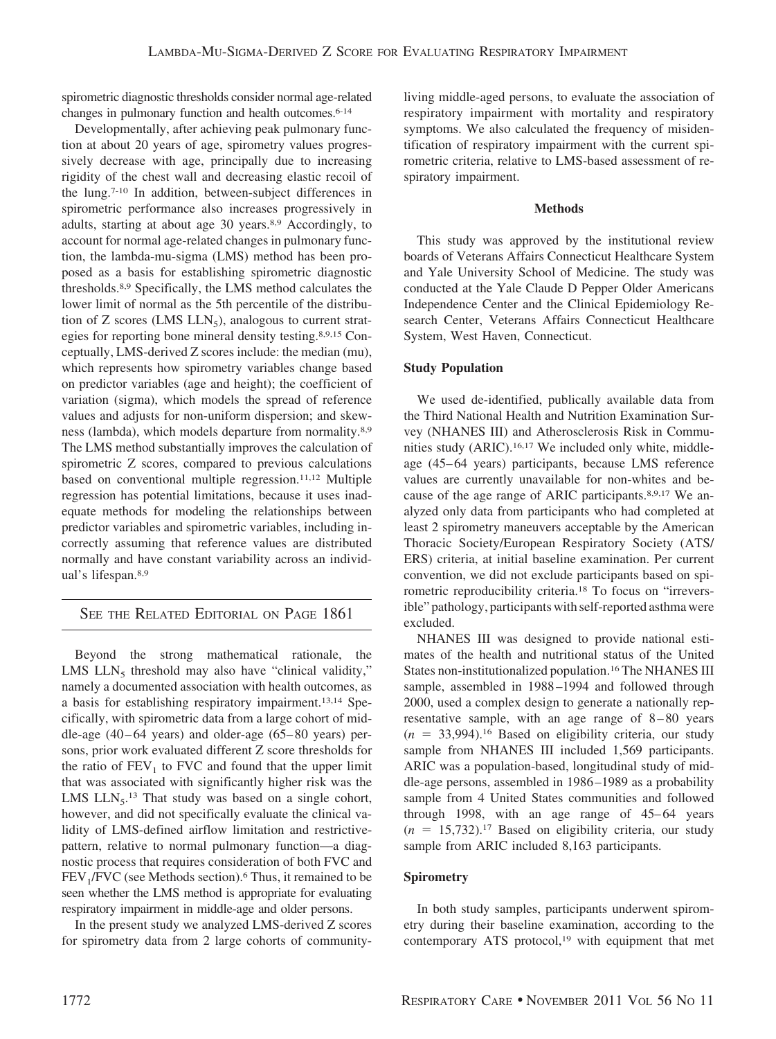spirometric diagnostic thresholds consider normal age-related changes in pulmonary function and health outcomes.[6-14]

Developmentally, after achieving peak pulmonary function at about 20 years of age, spirometry values progressively decrease with age, principally due to increasing rigidity of the chest wall and decreasing elastic recoil of the lung.[7-10] In addition, between-subject differences in spirometric performance also increases progressively in adults, starting at about age 30 years.[8,9] Accordingly, to account for normal age-related changes in pulmonary function, the lambda-mu-sigma (LMS) method has been proposed as a basis for establishing spirometric diagnostic thresholds.[8,9] Specifically, the LMS method calculates the lower limit of normal as the 5th percentile of the distribution of Z scores (LMS $LLN_5$), analogous to current strategies for reporting bone mineral density testing.[8,9,15] Conceptually, LMS-derived Z scores include: the median (mu), which represents how spirometry variables change based on predictor variables (age and height); the coefficient of variation (sigma), which models the spread of reference values and adjusts for non-uniform dispersion; and skewness (lambda), which models departure from normality.[8,9] The LMS method substantially improves the calculation of spirometric Z scores, compared to previous calculations based on conventional multiple regression.[11,12] Multiple regression has potential limitations, because it uses inadequate methods for modeling the relationships between predictor variables and spirometric variables, including incorrectly assuming that reference values are distributed normally and have constant variability across an individual's lifespan.[8,9]

SEE THE RELATED EDITORIAL ON PAGE 1861

Beyond the strong mathematical rationale, the LMS $LLN_5$ threshold may also have "clinical validity," namely a documented association with health outcomes, as a basis for establishing respiratory impairment.[13,14] Specifically, with spirometric data from a large cohort of middle-age (40–64 years) and older-age (65–80 years) persons, prior work evaluated different Z score thresholds for the ratio of $FEV_1$ to FVC and found that the upper limit that was associated with significantly higher risk was the LMS $LLN_5$.[13] That study was based on a single cohort, however, and did not specifically evaluate the clinical validity of LMS-defined airflow limitation and restrictive-pattern, relative to normal pulmonary function—a diagnostic process that requires consideration of both FVC and $FEV_1$/FVC (see Methods section).[6] Thus, it remained to be seen whether the LMS method is appropriate for evaluating respiratory impairment in middle-age and older persons.

In the present study we analyzed LMS-derived Z scores for spirometry data from 2 large cohorts of community-living middle-aged persons, to evaluate the association of respiratory impairment with mortality and respiratory symptoms. We also calculated the frequency of misidentification of respiratory impairment with the current spirometric criteria, relative to LMS-based assessment of respiratory impairment.

## Methods

This study was approved by the institutional review boards of Veterans Affairs Connecticut Healthcare System and Yale University School of Medicine. The study was conducted at the Yale Claude D Pepper Older Americans Independence Center and the Clinical Epidemiology Research Center, Veterans Affairs Connecticut Healthcare System, West Haven, Connecticut.

### Study Population

We used de-identified, publically available data from the Third National Health and Nutrition Examination Survey (NHANES III) and Atherosclerosis Risk in Communities study (ARIC).[16,17] We included only white, middle-age (45–64 years) participants, because LMS reference values are currently unavailable for non-whites and because of the age range of ARIC participants.[8,9,17] We analyzed only data from participants who had completed at least 2 spirometry maneuvers acceptable by the American Thoracic Society/European Respiratory Society (ATS/ERS) criteria, at initial baseline examination. Per current convention, we did not exclude participants based on spirometric reproducibility criteria.[18] To focus on "irreversible" pathology, participants with self-reported asthma were excluded.

NHANES III was designed to provide national estimates of the health and nutritional status of the United States non-institutionalized population.[16] The NHANES III sample, assembled in 1988–1994 and followed through 2000, used a complex design to generate a nationally representative sample, with an age range of 8–80 years ($n$ = 33,994).[16] Based on eligibility criteria, our study sample from NHANES III included 1,569 participants. ARIC was a population-based, longitudinal study of middle-age persons, assembled in 1986–1989 as a probability sample from 4 United States communities and followed through 1998, with an age range of 45–64 years ($n$ = 15,732).[17] Based on eligibility criteria, our study sample from ARIC included 8,163 participants.

### Spirometry

In both study samples, participants underwent spirometry during their baseline examination, according to the contemporary ATS protocol,[19] with equipment that met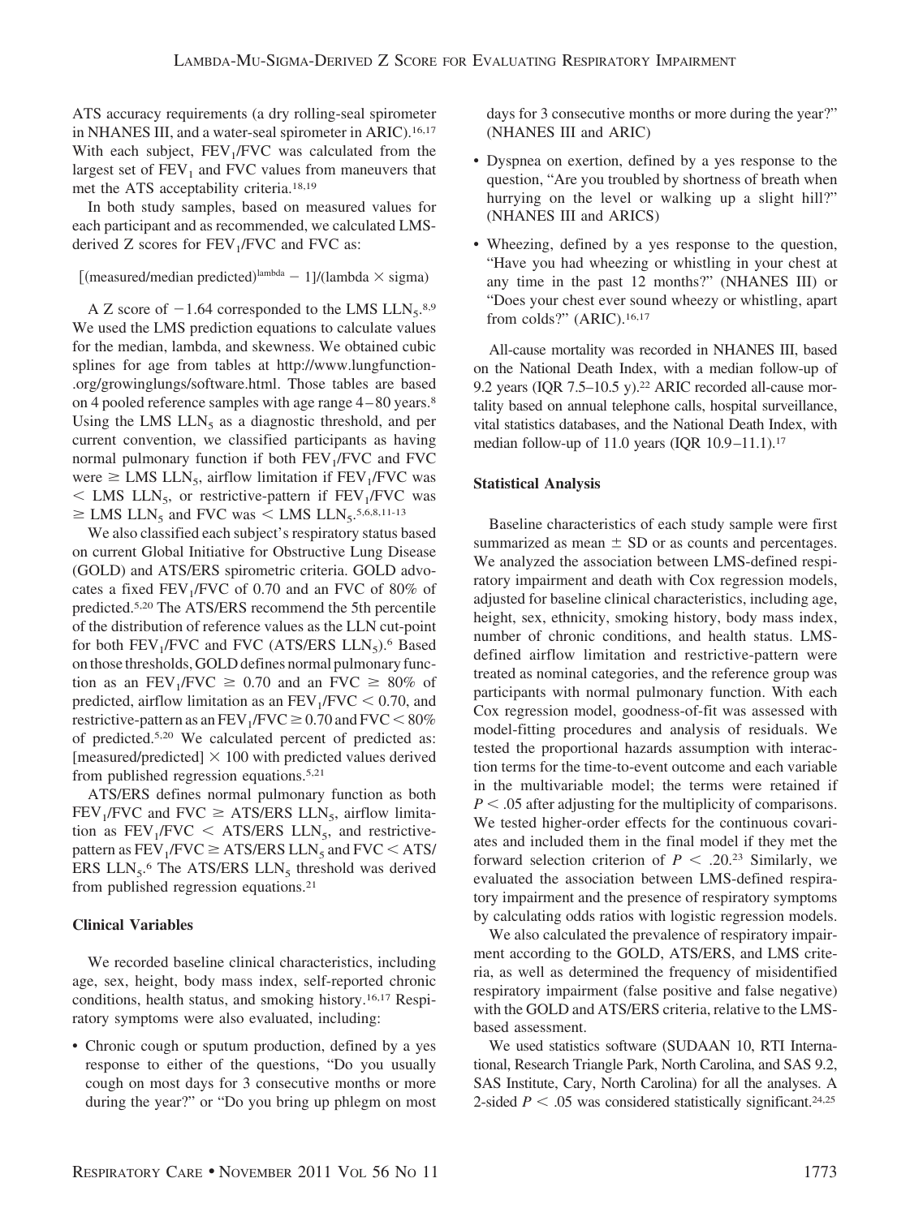ATS accuracy requirements (a dry rolling-seal spirometer in NHANES III, and a water-seal spirometer in ARIC).[16,17] With each subject, $FEV_1/FVC$ was calculated from the largest set of $FEV_1$ and FVC values from maneuvers that met the ATS acceptability criteria.[18,19]

In both study samples, based on measured values for each participant and as recommended, we calculated LMS-derived Z scores for $FEV_1/FVC$ and FVC as:

$$[(\text{measured/median predicted})^{\text{lambda}} - 1]/(\text{lambda} \times \text{sigma})$$

A Z score of $-1.64$ corresponded to the LMS $LLN_5$.[8,9] We used the LMS prediction equations to calculate values for the median, lambda, and skewness. We obtained cubic splines for age from tables at http://www.lungfunction-.org/growinglungs/software.html. Those tables are based on 4 pooled reference samples with age range 4–80 years.[8] Using the LMS $LLN_5$ as a diagnostic threshold, and per current convention, we classified participants as having normal pulmonary function if both $FEV_1/FVC$ and FVC were $\geq$ LMS $LLN_5$, airflow limitation if $FEV_1/FVC$ was $<$ LMS $LLN_5$, or restrictive-pattern if $FEV_1/FVC$ was $\geq$ LMS $LLN_5$ and FVC was $<$ LMS $LLN_5$.[5,6,8,11-13]

We also classified each subject's respiratory status based on current Global Initiative for Obstructive Lung Disease (GOLD) and ATS/ERS spirometric criteria. GOLD advocates a fixed $FEV_1/FVC$ of 0.70 and an FVC of 80% of predicted.[5,20] The ATS/ERS recommend the 5th percentile of the distribution of reference values as the LLN cut-point for both $FEV_1/FVC$ and FVC (ATS/ERS $LLN_5$).[6] Based on those thresholds, GOLD defines normal pulmonary function as an $FEV_1/FVC \geq 0.70$ and an FVC $\geq$ 80% of predicted, airflow limitation as an $FEV_1/FVC < 0.70$, and restrictive-pattern as an $FEV_1/FVC \geq 0.70$ and FVC $<$ 80% of predicted.[5,20] We calculated percent of predicted as: [measured/predicted] $\times$ 100 with predicted values derived from published regression equations.[5,21]

ATS/ERS defines normal pulmonary function as both $FEV_1/FVC$ and FVC $\geq$ ATS/ERS $LLN_5$, airflow limitation as $FEV_1/FVC <$ ATS/ERS $LLN_5$, and restrictive-pattern as $FEV_1/FVC \geq$ ATS/ERS $LLN_5$ and FVC $<$ ATS/ERS $LLN_5$.[6] The ATS/ERS $LLN_5$ threshold was derived from published regression equations.[21]

### Clinical Variables

We recorded baseline clinical characteristics, including age, sex, height, body mass index, self-reported chronic conditions, health status, and smoking history.[16,17] Respiratory symptoms were also evaluated, including:

- Chronic cough or sputum production, defined by a yes response to either of the questions, "Do you usually cough on most days for 3 consecutive months or more during the year?" or "Do you bring up phlegm on most days for 3 consecutive months or more during the year?" (NHANES III and ARIC)
- Dyspnea on exertion, defined by a yes response to the question, "Are you troubled by shortness of breath when hurrying on the level or walking up a slight hill?" (NHANES III and ARICS)
- Wheezing, defined by a yes response to the question, "Have you had wheezing or whistling in your chest at any time in the past 12 months?" (NHANES III) or "Does your chest ever sound wheezy or whistling, apart from colds?" (ARIC).[16,17]

All-cause mortality was recorded in NHANES III, based on the National Death Index, with a median follow-up of 9.2 years (IQR 7.5–10.5 y).[22] ARIC recorded all-cause mortality based on annual telephone calls, hospital surveillance, vital statistics databases, and the National Death Index, with median follow-up of 11.0 years (IQR 10.9–11.1).[17]

### Statistical Analysis

Baseline characteristics of each study sample were first summarized as mean $\pm$ SD or as counts and percentages. We analyzed the association between LMS-defined respiratory impairment and death with Cox regression models, adjusted for baseline clinical characteristics, including age, height, sex, ethnicity, smoking history, body mass index, number of chronic conditions, and health status. LMS-defined airflow limitation and restrictive-pattern were treated as nominal categories, and the reference group was participants with normal pulmonary function. With each Cox regression model, goodness-of-fit was assessed with model-fitting procedures and analysis of residuals. We tested the proportional hazards assumption with interaction terms for the time-to-event outcome and each variable in the multivariable model; the terms were retained if $P < .05$ after adjusting for the multiplicity of comparisons. We tested higher-order effects for the continuous covariates and included them in the final model if they met the forward selection criterion of $P < .20$.[23] Similarly, we evaluated the association between LMS-defined respiratory impairment and the presence of respiratory symptoms by calculating odds ratios with logistic regression models.

We also calculated the prevalence of respiratory impairment according to the GOLD, ATS/ERS, and LMS criteria, as well as determined the frequency of misidentified respiratory impairment (false positive and false negative) with the GOLD and ATS/ERS criteria, relative to the LMS-based assessment.

We used statistics software (SUDAAN 10, RTI International, Research Triangle Park, North Carolina, and SAS 9.2, SAS Institute, Cary, North Carolina) for all the analyses. A 2-sided $P < .05$ was considered statistically significant.[24,25]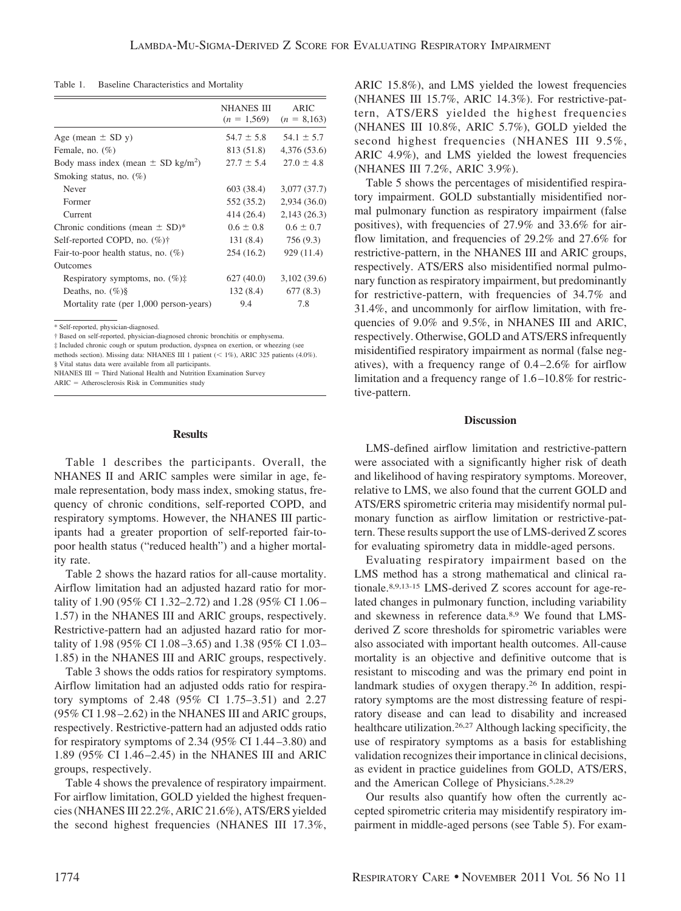Table 1. Baseline Characteristics and Mortality

| | NHANES III ($n$ = 1,569) | ARIC ($n$ = 8,163) |
|---|---|---|
| Age (mean ± SD y) | 54.7 ± 5.8 | 54.1 ± 5.7 |
| Female, no. (%) | 813 (51.8) | 4,376 (53.6) |
| Body mass index (mean ± SD kg/m$^2$) | 27.7 ± 5.4 | 27.0 ± 4.8 |
| Smoking status, no. (%) | | |
| Never | 603 (38.4) | 3,077 (37.7) |
| Former | 552 (35.2) | 2,934 (36.0) |
| Current | 414 (26.4) | 2,143 (26.3) |
| Chronic conditions (mean ± SD)* | 0.6 ± 0.8 | 0.6 ± 0.7 |
| Self-reported COPD, no. (%)† | 131 (8.4) | 756 (9.3) |
| Fair-to-poor health status, no. (%) | 254 (16.2) | 929 (11.4) |
| Outcomes | | |
| Respiratory symptoms, no. (%)‡ | 627 (40.0) | 3,102 (39.6) |
| Deaths, no. (%)§ | 132 (8.4) | 677 (8.3) |
| Mortality rate (per 1,000 person-years) | 9.4 | 7.8 |

\* Self-reported, physician-diagnosed.
† Based on self-reported, physician-diagnosed chronic bronchitis or emphysema.
‡ Included chronic cough or sputum production, dyspnea on exertion, or wheezing (see methods section). Missing data: NHANES III 1 patient (< 1%), ARIC 325 patients (4.0%).
§ Vital status data were available from all participants.
NHANES III = Third National Health and Nutrition Examination Survey
ARIC = Atherosclerosis Risk in Communities study

## Results

Table 1 describes the participants. Overall, the NHANES II and ARIC samples were similar in age, female representation, body mass index, smoking status, frequency of chronic conditions, self-reported COPD, and respiratory symptoms. However, the NHANES III participants had a greater proportion of self-reported fair-to-poor health status ("reduced health") and a higher mortality rate.

Table 2 shows the hazard ratios for all-cause mortality. Airflow limitation had an adjusted hazard ratio for mortality of 1.90 (95% CI 1.32–2.72) and 1.28 (95% CI 1.06–1.57) in the NHANES III and ARIC groups, respectively. Restrictive-pattern had an adjusted hazard ratio for mortality of 1.98 (95% CI 1.08–3.65) and 1.38 (95% CI 1.03–1.85) in the NHANES III and ARIC groups, respectively.

Table 3 shows the odds ratios for respiratory symptoms. Airflow limitation had an adjusted odds ratio for respiratory symptoms of 2.48 (95% CI 1.75–3.51) and 2.27 (95% CI 1.98–2.62) in the NHANES III and ARIC groups, respectively. Restrictive-pattern had an adjusted odds ratio for respiratory symptoms of 2.34 (95% CI 1.44–3.80) and 1.89 (95% CI 1.46–2.45) in the NHANES III and ARIC groups, respectively.

Table 4 shows the prevalence of respiratory impairment. For airflow limitation, GOLD yielded the highest frequencies (NHANES III 22.2%, ARIC 21.6%), ATS/ERS yielded the second highest frequencies (NHANES III 17.3%, ARIC 15.8%), and LMS yielded the lowest frequencies (NHANES III 15.7%, ARIC 14.3%). For restrictive-pattern, ATS/ERS yielded the highest frequencies (NHANES III 10.8%, ARIC 5.7%), GOLD yielded the second highest frequencies (NHANES III 9.5%, ARIC 4.9%), and LMS yielded the lowest frequencies (NHANES III 7.2%, ARIC 3.9%).

Table 5 shows the percentages of misidentified respiratory impairment. GOLD substantially misidentified normal pulmonary function as respiratory impairment (false positives), with frequencies of 27.9% and 33.6% for airflow limitation, and frequencies of 29.2% and 27.6% for restrictive-pattern, in the NHANES III and ARIC groups, respectively. ATS/ERS also misidentified normal pulmonary function as respiratory impairment, but predominantly for restrictive-pattern, with frequencies of 34.7% and 31.4%, and uncommonly for airflow limitation, with frequencies of 9.0% and 9.5%, in NHANES III and ARIC, respectively. Otherwise, GOLD and ATS/ERS infrequently misidentified respiratory impairment as normal (false negatives), with a frequency range of 0.4–2.6% for airflow limitation and a frequency range of 1.6–10.8% for restrictive-pattern.

## Discussion

LMS-defined airflow limitation and restrictive-pattern were associated with a significantly higher risk of death and likelihood of having respiratory symptoms. Moreover, relative to LMS, we also found that the current GOLD and ATS/ERS spirometric criteria may misidentify normal pulmonary function as airflow limitation or restrictive-pattern. These results support the use of LMS-derived Z scores for evaluating spirometry data in middle-aged persons.

Evaluating respiratory impairment based on the LMS method has a strong mathematical and clinical rationale.[8,9,13-15] LMS-derived Z scores account for age-related changes in pulmonary function, including variability and skewness in reference data.[8,9] We found that LMS-derived Z score thresholds for spirometric variables were also associated with important health outcomes. All-cause mortality is an objective and definitive outcome that is resistant to miscoding and was the primary end point in landmark studies of oxygen therapy.[26] In addition, respiratory symptoms are the most distressing feature of respiratory disease and can lead to disability and increased healthcare utilization.[26,27] Although lacking specificity, the use of respiratory symptoms as a basis for establishing validation recognizes their importance in clinical decisions, as evident in practice guidelines from GOLD, ATS/ERS, and the American College of Physicians.[5,28,29]

Our results also quantify how often the currently accepted spirometric criteria may misidentify respiratory impairment in middle-aged persons (see Table 5). For exam-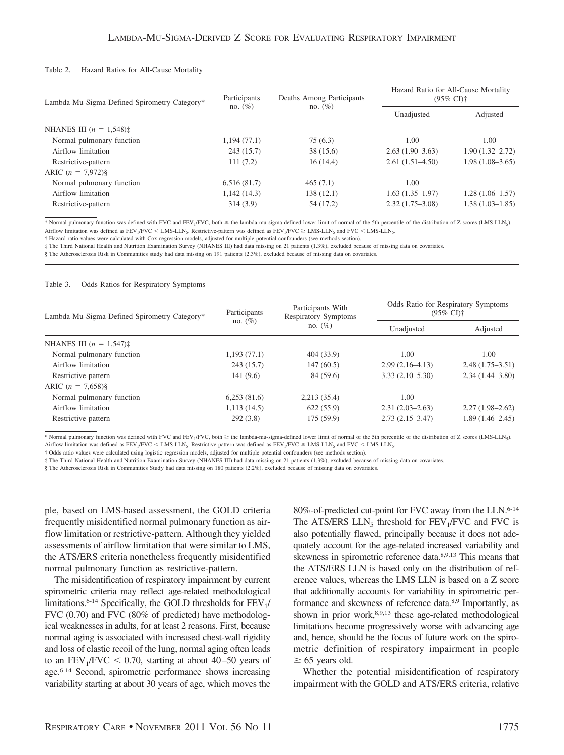Table 2. Hazard Ratios for All-Cause Mortality

| Lambda-Mu-Sigma-Defined Spirometry Category* | Participants no. (%) | Deaths Among Participants no. (%) | Hazard Ratio for All-Cause Mortality (95% CI)† | |
|---|---|---|---|---|
| | | | Unadjusted | Adjusted |
| NHANES III ($n$ = 1,548)‡ | | | | |
| Normal pulmonary function | 1,194 (77.1) | 75 (6.3) | 1.00 | 1.00 |
| Airflow limitation | 243 (15.7) | 38 (15.6) | 2.63 (1.90–3.63) | 1.90 (1.32–2.72) |
| Restrictive-pattern | 111 (7.2) | 16 (14.4) | 2.61 (1.51–4.50) | 1.98 (1.08–3.65) |
| ARIC ($n$ = 7,972)§ | | | | |
| Normal pulmonary function | 6,516 (81.7) | 465 (7.1) | 1.00 | |
| Airflow limitation | 1,142 (14.3) | 138 (12.1) | 1.63 (1.35–1.97) | 1.28 (1.06–1.57) |
| Restrictive-pattern | 314 (3.9) | 54 (17.2) | 2.32 (1.75–3.08) | 1.38 (1.03–1.85) |

\* Normal pulmonary function was defined with FVC and $FEV_1$/FVC, both ≥ the lambda-mu-sigma-defined lower limit of normal of the 5th percentile of the distribution of Z scores ($LMS\text{-}LLN_5$). Airflow limitation was defined as $FEV_1$/FVC < $LMS\text{-}LLN_5$. Restrictive-pattern was defined as $FEV_1$/FVC ≥ $LMS\text{-}LLN_5$ and FVC < $LMS\text{-}LLN_5$.
† Hazard ratio values were calculated with Cox regression models, adjusted for multiple potential confounders (see methods section).
‡ The Third National Health and Nutrition Examination Survey (NHANES III) had data missing on 21 patients (1.3%), excluded because of missing data on covariates.
§ The Atherosclerosis Risk in Communities study had data missing on 191 patients (2.3%), excluded because of missing data on covariates.

Table 3. Odds Ratios for Respiratory Symptoms

| Lambda-Mu-Sigma-Defined Spirometry Category* | Participants no. (%) | Participants With Respiratory Symptoms no. (%) | Odds Ratio for Respiratory Symptoms (95% CI)† | |
|---|---|---|---|---|
| | | | Unadjusted | Adjusted |
| NHANES III ($n$ = 1,547)‡ | | | | |
| Normal pulmonary function | 1,193 (77.1) | 404 (33.9) | 1.00 | 1.00 |
| Airflow limitation | 243 (15.7) | 147 (60.5) | 2.99 (2.16–4.13) | 2.48 (1.75–3.51) |
| Restrictive-pattern | 141 (9.6) | 84 (59.6) | 3.33 (2.10–5.30) | 2.34 (1.44–3.80) |
| ARIC ($n$ = 7,658)§ | | | | |
| Normal pulmonary function | 6,253 (81.6) | 2,213 (35.4) | 1.00 | |
| Airflow limitation | 1,113 (14.5) | 622 (55.9) | 2.31 (2.03–2.63) | 2.27 (1.98–2.62) |
| Restrictive-pattern | 292 (3.8) | 175 (59.9) | 2.73 (2.15–3.47) | 1.89 (1.46–2.45) |

\* Normal pulmonary function was defined with FVC and $FEV_1$/FVC, both ≥ the lambda-mu-sigma-defined lower limit of normal of the 5th percentile of the distribution of Z scores ($LMS\text{-}LLN_5$). Airflow limitation was defined as $FEV_1$/FVC < $LMS\text{-}LLN_5$. Restrictive-pattern was defined as $FEV_1$/FVC ≥ $LMS\text{-}LLN_5$ and FVC < $LMS\text{-}LLN_5$.
† Odds ratio values were calculated using logistic regression models, adjusted for multiple potential confounders (see methods section).
‡ The Third National Health and Nutrition Examination Survey (NHANES III) had data missing on 21 patients (1.3%), excluded because of missing data on covariates.
§ The Atherosclerosis Risk in Communities Study had data missing on 180 patients (2.2%), excluded because of missing data on covariates.

ple, based on LMS-based assessment, the GOLD criteria frequently misidentified normal pulmonary function as airflow limitation or restrictive-pattern. Although they yielded assessments of airflow limitation that were similar to LMS, the ATS/ERS criteria nonetheless frequently misidentified normal pulmonary function as restrictive-pattern.

The misidentification of respiratory impairment by current spirometric criteria may reflect age-related methodological limitations.[6-14] Specifically, the GOLD thresholds for $FEV_1$/FVC (0.70) and FVC (80% of predicted) have methodological weaknesses in adults, for at least 2 reasons. First, because normal aging is associated with increased chest-wall rigidity and loss of elastic recoil of the lung, normal aging often leads to an $FEV_1$/FVC < 0.70, starting at about 40–50 years of age.[6-14] Second, spirometric performance shows increasing variability starting at about 30 years of age, which moves the 80%-of-predicted cut-point for FVC away from the LLN.[6-14] The ATS/ERS $LLN_5$ threshold for $FEV_1$/FVC and FVC is also potentially flawed, principally because it does not adequately account for the age-related increased variability and skewness in spirometric reference data.[8,9,13] This means that the ATS/ERS LLN is based only on the distribution of reference values, whereas the LMS LLN is based on a Z score that additionally accounts for variability in spirometric performance and skewness of reference data.[8,9] Importantly, as shown in prior work,[8,9,13] these age-related methodological limitations become progressively worse with advancing age and, hence, should be the focus of future work on the spirometric definition of respiratory impairment in people ≥ 65 years old.

Whether the potential misidentification of respiratory impairment with the GOLD and ATS/ERS criteria, relative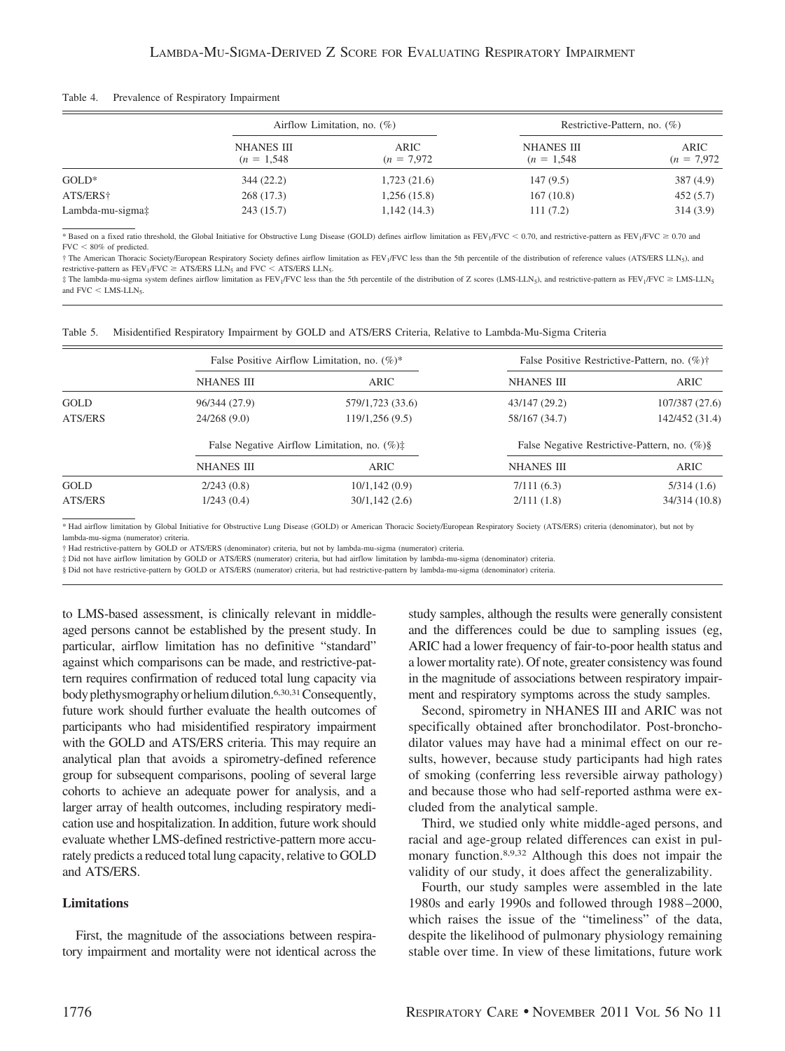Table 4. Prevalence of Respiratory Impairment

| | Airflow Limitation, no. (%) | | Restrictive-Pattern, no. (%) | |
|---|---|---|---|---|
| | NHANES III ($n$ = 1,548 | ARIC ($n$ = 7,972 | NHANES III ($n$ = 1,548 | ARIC ($n$ = 7,972 |
| GOLD* | 344 (22.2) | 1,723 (21.6) | 147 (9.5) | 387 (4.9) |
| ATS/ERS† | 268 (17.3) | 1,256 (15.8) | 167 (10.8) | 452 (5.7) |
| Lambda-mu-sigma‡ | 243 (15.7) | 1,142 (14.3) | 111 (7.2) | 314 (3.9) |

* Based on a fixed ratio threshold, the Global Initiative for Obstructive Lung Disease (GOLD) defines airflow limitation as $FEV_1/FVC < 0.70$, and restrictive-pattern as $FEV_1/FVC \geq 0.70$ and FVC < 80% of predicted.

† The American Thoracic Society/European Respiratory Society defines airflow limitation as $FEV_1/FVC$ less than the 5th percentile of the distribution of reference values (ATS/ERS $LLN_5$), and restrictive-pattern as $FEV_1/FVC \geq$ ATS/ERS $LLN_5$ and FVC < ATS/ERS $LLN_5$.

‡ The lambda-mu-sigma system defines airflow limitation as $FEV_1/FVC$ less than the 5th percentile of the distribution of Z scores (LMS-$LLN_5$), and restrictive-pattern as $FEV_1/FVC \geq$ LMS-$LLN_5$ and FVC < LMS-$LLN_5$.

Table 5. Misidentified Respiratory Impairment by GOLD and ATS/ERS Criteria, Relative to Lambda-Mu-Sigma Criteria

| | False Positive Airflow Limitation, no. (%)* | | False Positive Restrictive-Pattern, no. (%)† | |
|---|---|---|---|---|
| | NHANES III | ARIC | NHANES III | ARIC |
| GOLD | 96/344 (27.9) | 579/1,723 (33.6) | 43/147 (29.2) | 107/387 (27.6) |
| ATS/ERS | 24/268 (9.0) | 119/1,256 (9.5) | 58/167 (34.7) | 142/452 (31.4) |
| | **False Negative Airflow Limitation, no. (%)‡** | | **False Negative Restrictive-Pattern, no. (%)§** | |
| | NHANES III | ARIC | NHANES III | ARIC |
| GOLD | 2/243 (0.8) | 10/1,142 (0.9) | 7/111 (6.3) | 5/314 (1.6) |
| ATS/ERS | 1/243 (0.4) | 30/1,142 (2.6) | 2/111 (1.8) | 34/314 (10.8) |

* Had airflow limitation by Global Initiative for Obstructive Lung Disease (GOLD) or American Thoracic Society/European Respiratory Society (ATS/ERS) criteria (denominator), but not by lambda-mu-sigma (numerator) criteria.

† Had restrictive-pattern by GOLD or ATS/ERS (denominator) criteria, but not by lambda-mu-sigma (numerator) criteria.

‡ Did not have airflow limitation by GOLD or ATS/ERS (numerator) criteria, but had airflow limitation by lambda-mu-sigma (denominator) criteria.

§ Did not have restrictive-pattern by GOLD or ATS/ERS (numerator) criteria, but had restrictive-pattern by lambda-mu-sigma (denominator) criteria.

to LMS-based assessment, is clinically relevant in middle-aged persons cannot be established by the present study. In particular, airflow limitation has no definitive "standard" against which comparisons can be made, and restrictive-pattern requires confirmation of reduced total lung capacity via body plethysmography or helium dilution.[6,30,31] Consequently, future work should further evaluate the health outcomes of participants who had misidentified respiratory impairment with the GOLD and ATS/ERS criteria. This may require an analytical plan that avoids a spirometry-defined reference group for subsequent comparisons, pooling of several large cohorts to achieve an adequate power for analysis, and a larger array of health outcomes, including respiratory medication use and hospitalization. In addition, future work should evaluate whether LMS-defined restrictive-pattern more accurately predicts a reduced total lung capacity, relative to GOLD and ATS/ERS.

### Limitations

First, the magnitude of the associations between respiratory impairment and mortality were not identical across the study samples, although the results were generally consistent and the differences could be due to sampling issues (eg, ARIC had a lower frequency of fair-to-poor health status and a lower mortality rate). Of note, greater consistency was found in the magnitude of associations between respiratory impairment and respiratory symptoms across the study samples.

Second, spirometry in NHANES III and ARIC was not specifically obtained after bronchodilator. Post-bronchodilator values may have had a minimal effect on our results, however, because study participants had high rates of smoking (conferring less reversible airway pathology) and because those who had self-reported asthma were excluded from the analytical sample.

Third, we studied only white middle-aged persons, and racial and age-group related differences can exist in pulmonary function.[8,9,32] Although this does not impair the validity of our study, it does affect the generalizability.

Fourth, our study samples were assembled in the late 1980s and early 1990s and followed through 1988–2000, which raises the issue of the "timeliness" of the data, despite the likelihood of pulmonary physiology remaining stable over time. In view of these limitations, future work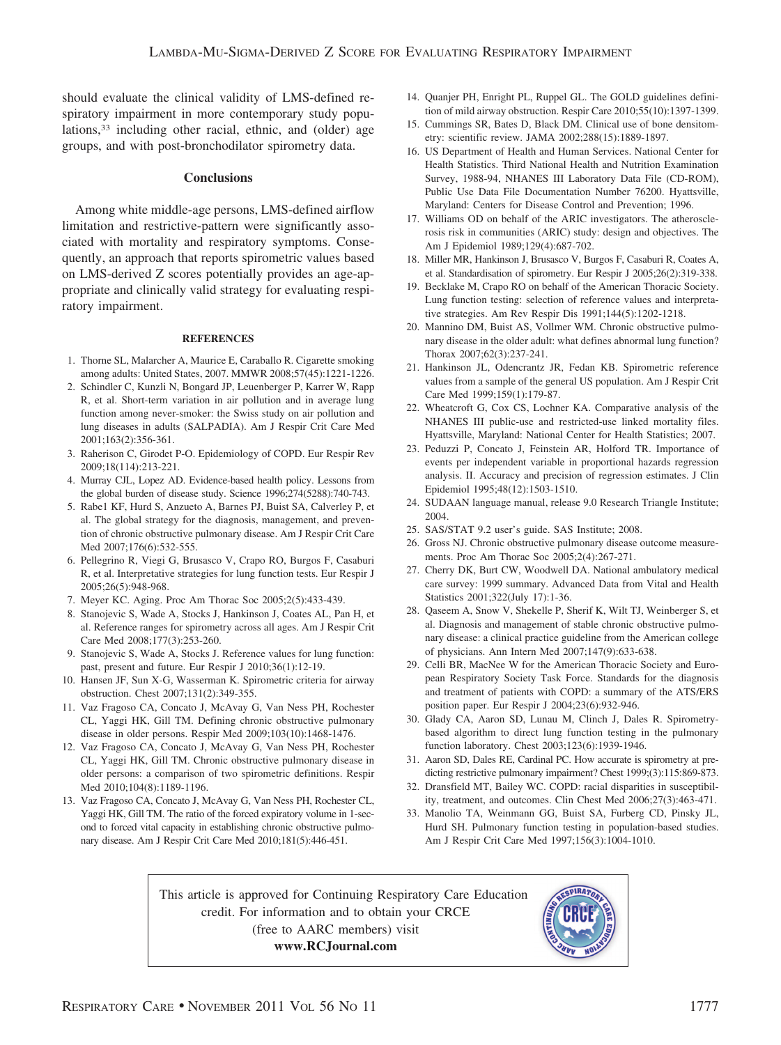should evaluate the clinical validity of LMS-defined respiratory impairment in more contemporary study populations,[33] including other racial, ethnic, and (older) age groups, and with post-bronchodilator spirometry data.

## Conclusions

Among white middle-age persons, LMS-defined airflow limitation and restrictive-pattern were significantly associated with mortality and respiratory symptoms. Consequently, an approach that reports spirometric values based on LMS-derived Z scores potentially provides an age-appropriate and clinically valid strategy for evaluating respiratory impairment.

## REFERENCES

1. Thorne SL, Malarcher A, Maurice E, Caraballo R. Cigarette smoking among adults: United States, 2007. MMWR 2008;57(45):1221-1226.
2. Schindler C, Kunzli N, Bongard JP, Leuenberger P, Karrer W, Rapp R, et al. Short-term variation in air pollution and in average lung function among never-smoker: the Swiss study on air pollution and lung diseases in adults (SALPADIA). Am J Respir Crit Care Med 2001;163(2):356-361.
3. Raherison C, Girodet P-O. Epidemiology of COPD. Eur Respir Rev 2009;18(114):213-221.
4. Murray CJL, Lopez AD. Evidence-based health policy. Lessons from the global burden of disease study. Science 1996;274(5288):740-743.
5. Rabe1 KF, Hurd S, Anzueto A, Barnes PJ, Buist SA, Calverley P, et al. The global strategy for the diagnosis, management, and prevention of chronic obstructive pulmonary disease. Am J Respir Crit Care Med 2007;176(6):532-555.
6. Pellegrino R, Viegi G, Brusasco V, Crapo RO, Burgos F, Casaburi R, et al. Interpretative strategies for lung function tests. Eur Respir J 2005;26(5):948-968.
7. Meyer KC. Aging. Proc Am Thorac Soc 2005;2(5):433-439.
8. Stanojevic S, Wade A, Stocks J, Hankinson J, Coates AL, Pan H, et al. Reference ranges for spirometry across all ages. Am J Respir Crit Care Med 2008;177(3):253-260.
9. Stanojevic S, Wade A, Stocks J. Reference values for lung function: past, present and future. Eur Respir J 2010;36(1):12-19.
10. Hansen JF, Sun X-G, Wasserman K. Spirometric criteria for airway obstruction. Chest 2007;131(2):349-355.
11. Vaz Fragoso CA, Concato J, McAvay G, Van Ness PH, Rochester CL, Yaggi HK, Gill TM. Defining chronic obstructive pulmonary disease in older persons. Respir Med 2009;103(10):1468-1476.
12. Vaz Fragoso CA, Concato J, McAvay G, Van Ness PH, Rochester CL, Yaggi HK, Gill TM. Chronic obstructive pulmonary disease in older persons: a comparison of two spirometric definitions. Respir Med 2010;104(8):1189-1196.
13. Vaz Fragoso CA, Concato J, McAvay G, Van Ness PH, Rochester CL, Yaggi HK, Gill TM. The ratio of the forced expiratory volume in 1-second to forced vital capacity in establishing chronic obstructive pulmonary disease. Am J Respir Crit Care Med 2010;181(5):446-451.
14. Quanjer PH, Enright PL, Ruppel GL. The GOLD guidelines definition of mild airway obstruction. Respir Care 2010;55(10):1397-1399.
15. Cummings SR, Bates D, Black DM. Clinical use of bone densitometry: scientific review. JAMA 2002;288(15):1889-1897.
16. US Department of Health and Human Services. National Center for Health Statistics. Third National Health and Nutrition Examination Survey, 1988-94, NHANES III Laboratory Data File (CD-ROM), Public Use Data File Documentation Number 76200. Hyattsville, Maryland: Centers for Disease Control and Prevention; 1996.
17. Williams OD on behalf of the ARIC investigators. The atherosclerosis risk in communities (ARIC) study: design and objectives. The Am J Epidemiol 1989;129(4):687-702.
18. Miller MR, Hankinson J, Brusasco V, Burgos F, Casaburi R, Coates A, et al. Standardisation of spirometry. Eur Respir J 2005;26(2):319-338.
19. Becklake M, Crapo RO on behalf of the American Thoracic Society. Lung function testing: selection of reference values and interpretative strategies. Am Rev Respir Dis 1991;144(5):1202-1218.
20. Mannino DM, Buist AS, Vollmer WM. Chronic obstructive pulmonary disease in the older adult: what defines abnormal lung function? Thorax 2007;62(3):237-241.
21. Hankinson JL, Odencrantz JR, Fedan KB. Spirometric reference values from a sample of the general US population. Am J Respir Crit Care Med 1999;159(1):179-87.
22. Wheatcroft G, Cox CS, Lochner KA. Comparative analysis of the NHANES III public-use and restricted-use linked mortality files. Hyattsville, Maryland: National Center for Health Statistics; 2007.
23. Peduzzi P, Concato J, Feinstein AR, Holford TR. Importance of events per independent variable in proportional hazards regression analysis. II. Accuracy and precision of regression estimates. J Clin Epidemiol 1995;48(12):1503-1510.
24. SUDAAN language manual, release 9.0 Research Triangle Institute; 2004.
25. SAS/STAT 9.2 user's guide. SAS Institute; 2008.
26. Gross NJ. Chronic obstructive pulmonary disease outcome measurements. Proc Am Thorac Soc 2005;2(4):267-271.
27. Cherry DK, Burt CW, Woodwell DA. National ambulatory medical care survey: 1999 summary. Advanced Data from Vital and Health Statistics 2001;322(July 17):1-36.
28. Qaseem A, Snow V, Shekelle P, Sherif K, Wilt TJ, Weinberger S, et al. Diagnosis and management of stable chronic obstructive pulmonary disease: a clinical practice guideline from the American college of physicians. Ann Intern Med 2007;147(9):633-638.
29. Celli BR, MacNee W for the American Thoracic Society and European Respiratory Society Task Force. Standards for the diagnosis and treatment of patients with COPD: a summary of the ATS/ERS position paper. Eur Respir J 2004;23(6):932-946.
30. Glady CA, Aaron SD, Lunau M, Clinch J, Dales R. Spirometry-based algorithm to direct lung function testing in the pulmonary function laboratory. Chest 2003;123(6):1939-1946.
31. Aaron SD, Dales RE, Cardinal PC. How accurate is spirometry at predicting restrictive pulmonary impairment? Chest 1999;(3):115:869-873.
32. Dransfield MT, Bailey WC. COPD: racial disparities in susceptibility, treatment, and outcomes. Clin Chest Med 2006;27(3):463-471.
33. Manolio TA, Weinmann GG, Buist SA, Furberg CD, Pinsky JL, Hurd SH. Pulmonary function testing in population-based studies. Am J Respir Crit Care Med 1997;156(3):1004-1010.

This article is approved for Continuing Respiratory Care Education credit. For information and to obtain your CRCE (free to AARC members) visit **www.RCJournal.com**